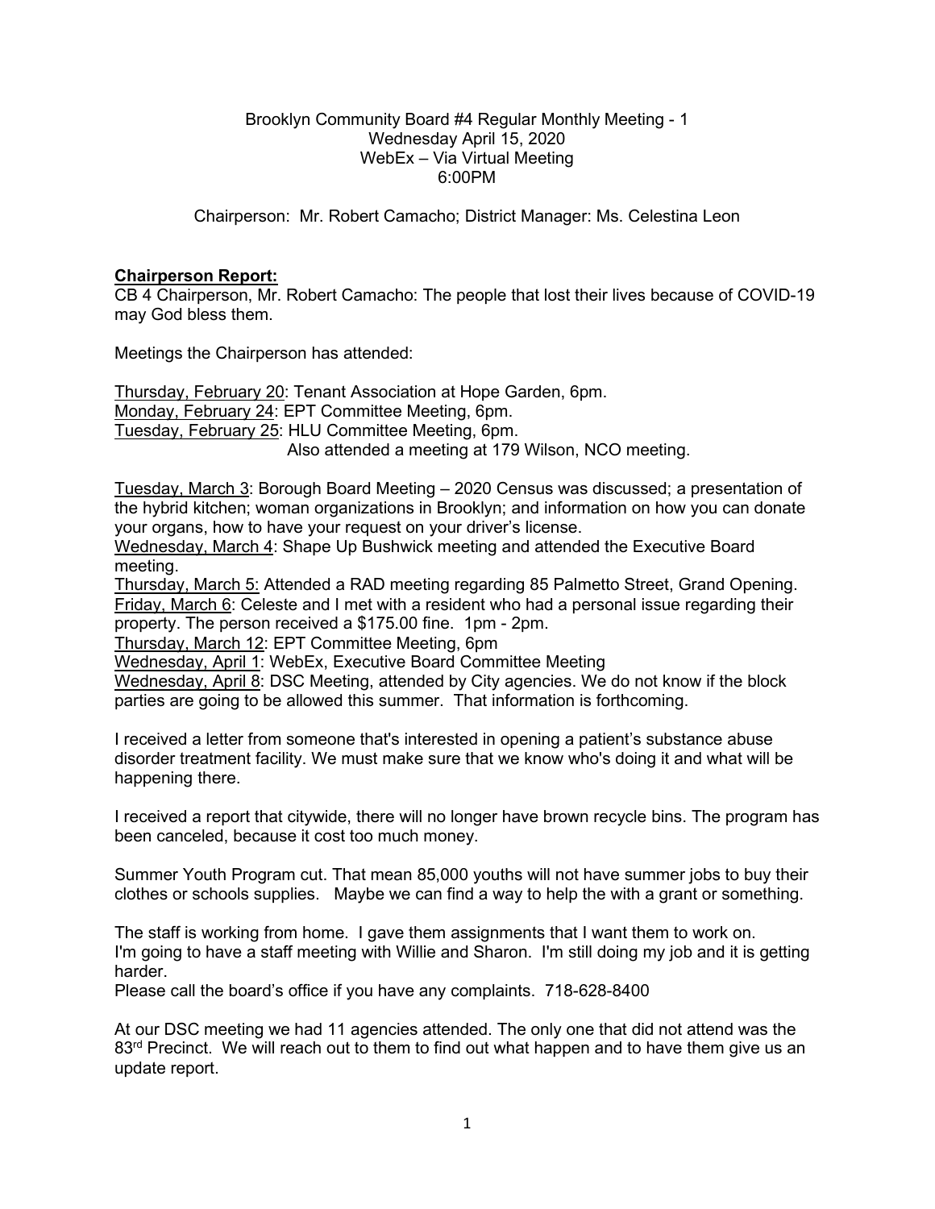Brooklyn Community Board #4 Regular Monthly Meeting - 1
Wednesday April 15, 2020
WebEx – Via Virtual Meeting
6:00PM

Chairperson: Mr. Robert Camacho; District Manager: Ms. Celestina Leon

**Chairperson Report:**

CB 4 Chairperson, Mr. Robert Camacho: The people that lost their lives because of COVID-19 may God bless them.

Meetings the Chairperson has attended:

Thursday, February 20: Tenant Association at Hope Garden, 6pm.
Monday, February 24: EPT Committee Meeting, 6pm.
Tuesday, February 25: HLU Committee Meeting, 6pm.
Also attended a meeting at 179 Wilson, NCO meeting.

Tuesday, March 3: Borough Board Meeting – 2020 Census was discussed; a presentation of the hybrid kitchen; woman organizations in Brooklyn; and information on how you can donate your organs, how to have your request on your driver's license.
Wednesday, March 4: Shape Up Bushwick meeting and attended the Executive Board meeting.
Thursday, March 5: Attended a RAD meeting regarding 85 Palmetto Street, Grand Opening.
Friday, March 6: Celeste and I met with a resident who had a personal issue regarding their property. The person received a $175.00 fine. 1pm - 2pm.
Thursday, March 12: EPT Committee Meeting, 6pm
Wednesday, April 1: WebEx, Executive Board Committee Meeting
Wednesday, April 8: DSC Meeting, attended by City agencies. We do not know if the block parties are going to be allowed this summer. That information is forthcoming.

I received a letter from someone that's interested in opening a patient's substance abuse disorder treatment facility. We must make sure that we know who's doing it and what will be happening there.

I received a report that citywide, there will no longer have brown recycle bins. The program has been canceled, because it cost too much money.

Summer Youth Program cut. That mean 85,000 youths will not have summer jobs to buy their clothes or schools supplies. Maybe we can find a way to help the with a grant or something.

The staff is working from home. I gave them assignments that I want them to work on.
I'm going to have a staff meeting with Willie and Sharon. I'm still doing my job and it is getting harder.
Please call the board's office if you have any complaints. 718-628-8400

At our DSC meeting we had 11 agencies attended. The only one that did not attend was the 83rd Precinct. We will reach out to them to find out what happen and to have them give us an update report.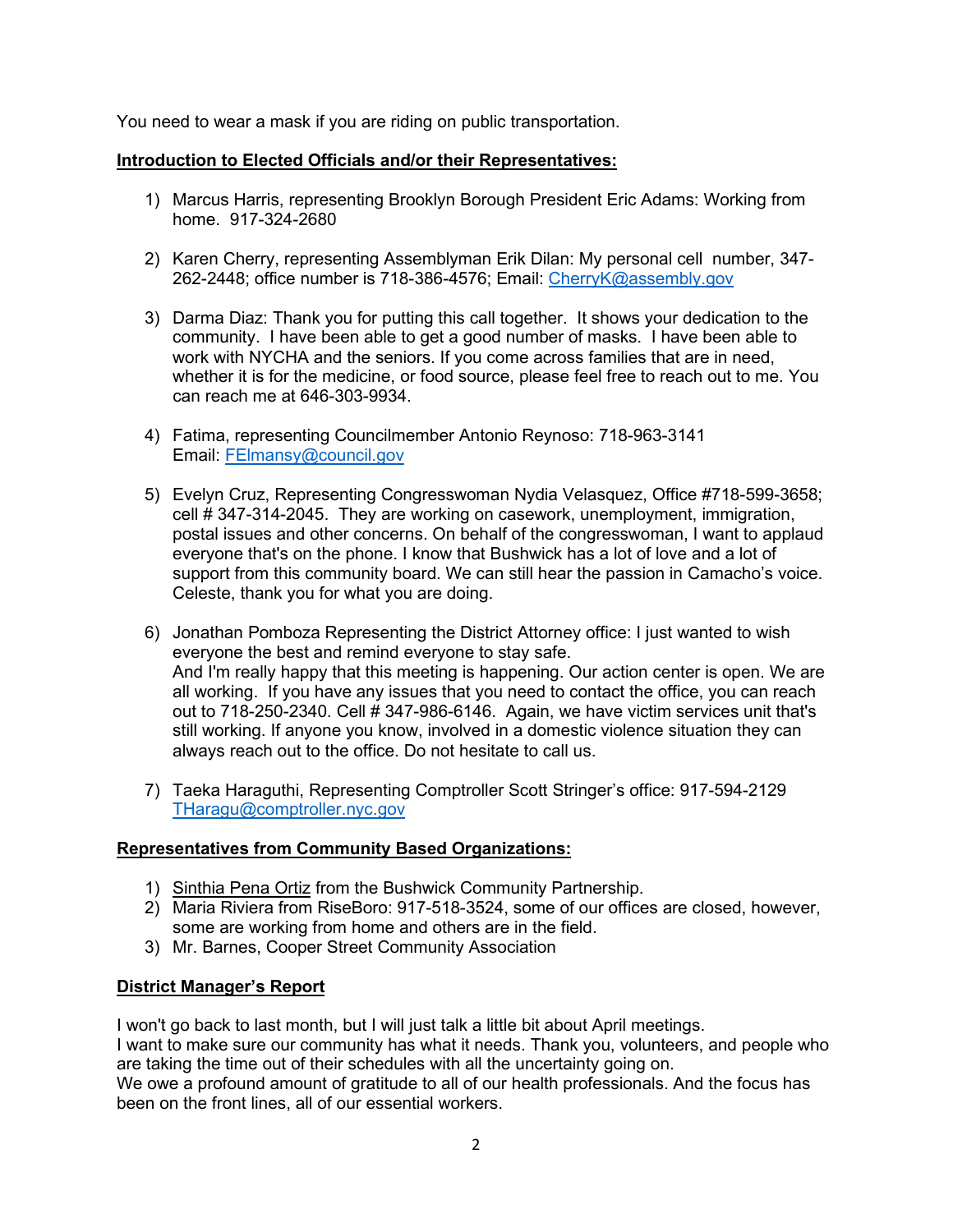You need to wear a mask if you are riding on public transportation.

**Introduction to Elected Officials and/or their Representatives:**

1) Marcus Harris, representing Brooklyn Borough President Eric Adams: Working from home. 917-324-2680

2) Karen Cherry, representing Assemblyman Erik Dilan: My personal cell number, 347-262-2448; office number is 718-386-4576; Email: CherryK@assembly.gov

3) Darma Diaz: Thank you for putting this call together. It shows your dedication to the community. I have been able to get a good number of masks. I have been able to work with NYCHA and the seniors. If you come across families that are in need, whether it is for the medicine, or food source, please feel free to reach out to me. You can reach me at 646-303-9934.

4) Fatima, representing Councilmember Antonio Reynoso: 718-963-3141
   Email: FElmansy@council.gov

5) Evelyn Cruz, Representing Congresswoman Nydia Velasquez, Office #718-599-3658; cell # 347-314-2045. They are working on casework, unemployment, immigration, postal issues and other concerns. On behalf of the congresswoman, I want to applaud everyone that's on the phone. I know that Bushwick has a lot of love and a lot of support from this community board. We can still hear the passion in Camacho's voice. Celeste, thank you for what you are doing.

6) Jonathan Pomboza Representing the District Attorney office: I just wanted to wish everyone the best and remind everyone to stay safe.
   And I'm really happy that this meeting is happening. Our action center is open. We are all working. If you have any issues that you need to contact the office, you can reach out to 718-250-2340. Cell # 347-986-6146. Again, we have victim services unit that's still working. If anyone you know, involved in a domestic violence situation they can always reach out to the office. Do not hesitate to call us.

7) Taeka Haraguthi, Representing Comptroller Scott Stringer's office: 917-594-2129
   THaragu@comptroller.nyc.gov

**Representatives from Community Based Organizations:**

1) Sinthia Pena Ortiz from the Bushwick Community Partnership.
2) Maria Riviera from RiseBoro: 917-518-3524, some of our offices are closed, however, some are working from home and others are in the field.
3) Mr. Barnes, Cooper Street Community Association

**District Manager's Report**

I won't go back to last month, but I will just talk a little bit about April meetings.
I want to make sure our community has what it needs. Thank you, volunteers, and people who are taking the time out of their schedules with all the uncertainty going on.
We owe a profound amount of gratitude to all of our health professionals. And the focus has been on the front lines, all of our essential workers.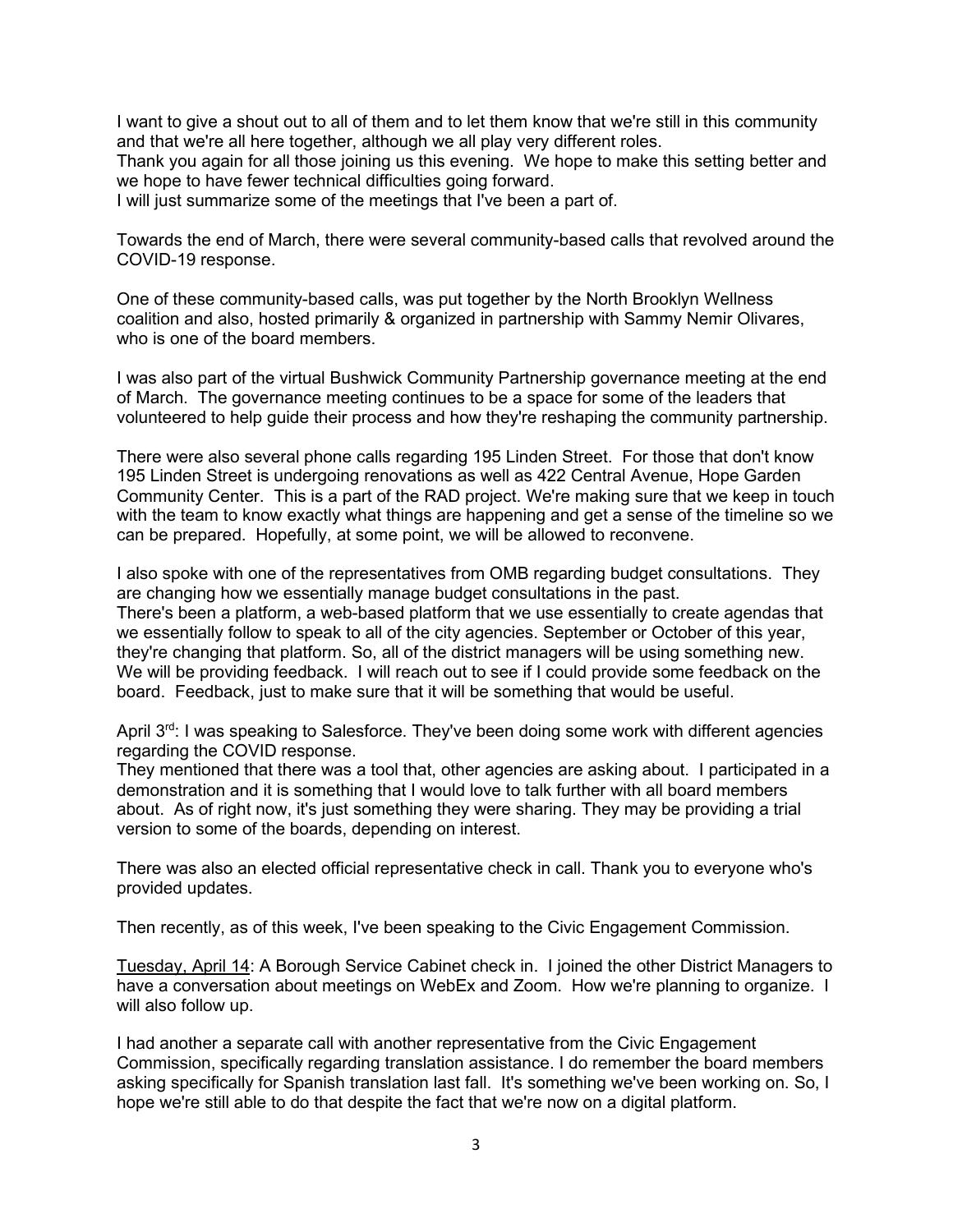I want to give a shout out to all of them and to let them know that we're still in this community and that we're all here together, although we all play very different roles.
Thank you again for all those joining us this evening. We hope to make this setting better and we hope to have fewer technical difficulties going forward.
I will just summarize some of the meetings that I've been a part of.

Towards the end of March, there were several community-based calls that revolved around the COVID-19 response.

One of these community-based calls, was put together by the North Brooklyn Wellness coalition and also, hosted primarily & organized in partnership with Sammy Nemir Olivares, who is one of the board members.

I was also part of the virtual Bushwick Community Partnership governance meeting at the end of March. The governance meeting continues to be a space for some of the leaders that volunteered to help guide their process and how they're reshaping the community partnership.

There were also several phone calls regarding 195 Linden Street. For those that don't know 195 Linden Street is undergoing renovations as well as 422 Central Avenue, Hope Garden Community Center. This is a part of the RAD project. We're making sure that we keep in touch with the team to know exactly what things are happening and get a sense of the timeline so we can be prepared. Hopefully, at some point, we will be allowed to reconvene.

I also spoke with one of the representatives from OMB regarding budget consultations. They are changing how we essentially manage budget consultations in the past.
There's been a platform, a web-based platform that we use essentially to create agendas that we essentially follow to speak to all of the city agencies. September or October of this year, they're changing that platform. So, all of the district managers will be using something new. We will be providing feedback. I will reach out to see if I could provide some feedback on the board. Feedback, just to make sure that it will be something that would be useful.

April 3rd: I was speaking to Salesforce. They've been doing some work with different agencies regarding the COVID response.
They mentioned that there was a tool that, other agencies are asking about. I participated in a demonstration and it is something that I would love to talk further with all board members about. As of right now, it's just something they were sharing. They may be providing a trial version to some of the boards, depending on interest.

There was also an elected official representative check in call. Thank you to everyone who's provided updates.

Then recently, as of this week, I've been speaking to the Civic Engagement Commission.

Tuesday, April 14: A Borough Service Cabinet check in. I joined the other District Managers to have a conversation about meetings on WebEx and Zoom. How we're planning to organize. I will also follow up.

I had another a separate call with another representative from the Civic Engagement Commission, specifically regarding translation assistance. I do remember the board members asking specifically for Spanish translation last fall. It's something we've been working on. So, I hope we're still able to do that despite the fact that we're now on a digital platform.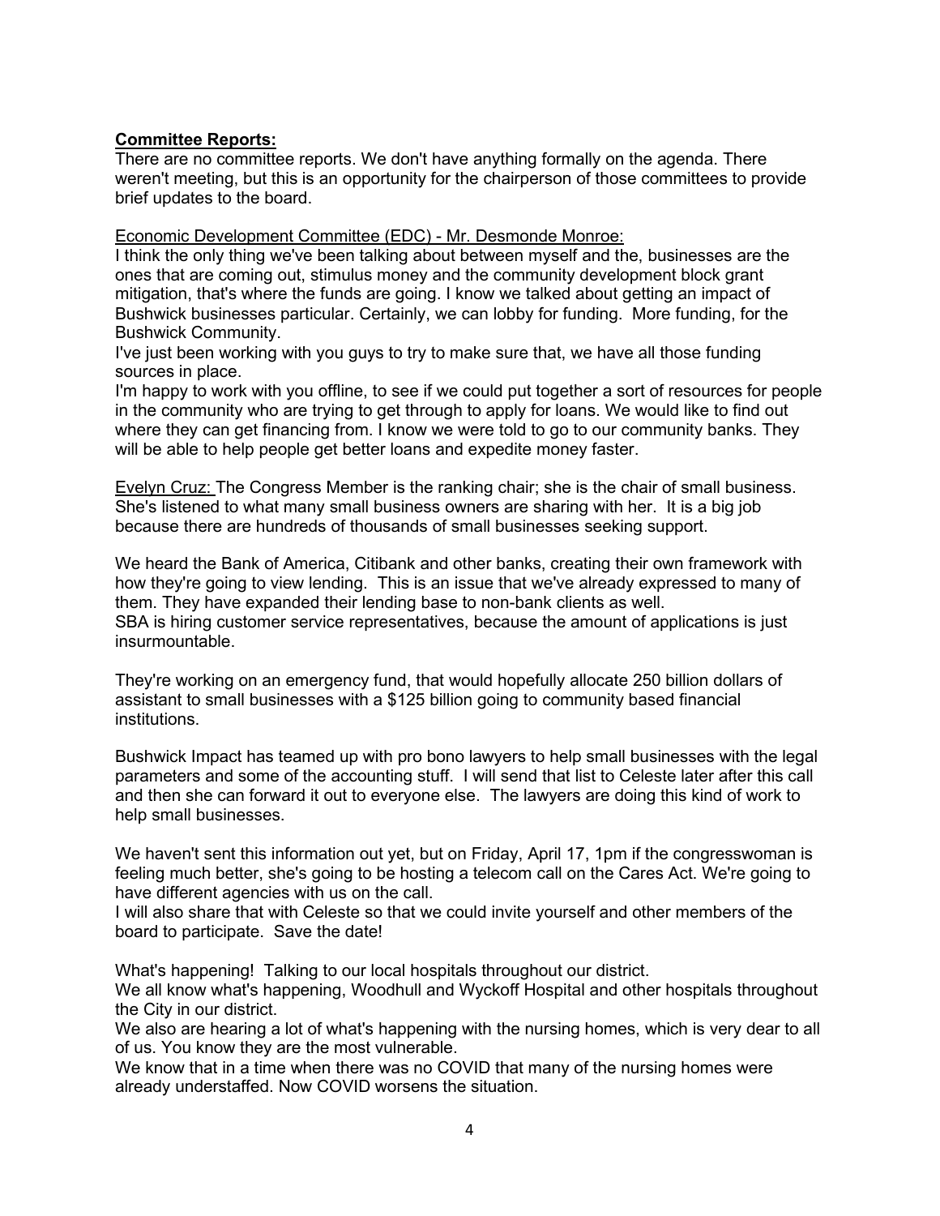**Committee Reports:**

There are no committee reports. We don't have anything formally on the agenda. There weren't meeting, but this is an opportunity for the chairperson of those committees to provide brief updates to the board.

Economic Development Committee (EDC) - Mr. Desmonde Monroe:

I think the only thing we've been talking about between myself and the, businesses are the ones that are coming out, stimulus money and the community development block grant mitigation, that's where the funds are going. I know we talked about getting an impact of Bushwick businesses particular. Certainly, we can lobby for funding. More funding, for the Bushwick Community.

I've just been working with you guys to try to make sure that, we have all those funding sources in place.

I'm happy to work with you offline, to see if we could put together a sort of resources for people in the community who are trying to get through to apply for loans. We would like to find out where they can get financing from. I know we were told to go to our community banks. They will be able to help people get better loans and expedite money faster.

Evelyn Cruz: The Congress Member is the ranking chair; she is the chair of small business. She's listened to what many small business owners are sharing with her. It is a big job because there are hundreds of thousands of small businesses seeking support.

We heard the Bank of America, Citibank and other banks, creating their own framework with how they're going to view lending. This is an issue that we've already expressed to many of them. They have expanded their lending base to non-bank clients as well.

SBA is hiring customer service representatives, because the amount of applications is just insurmountable.

They're working on an emergency fund, that would hopefully allocate 250 billion dollars of assistant to small businesses with a $125 billion going to community based financial institutions.

Bushwick Impact has teamed up with pro bono lawyers to help small businesses with the legal parameters and some of the accounting stuff. I will send that list to Celeste later after this call and then she can forward it out to everyone else. The lawyers are doing this kind of work to help small businesses.

We haven't sent this information out yet, but on Friday, April 17, 1pm if the congresswoman is feeling much better, she's going to be hosting a telecom call on the Cares Act. We're going to have different agencies with us on the call.

I will also share that with Celeste so that we could invite yourself and other members of the board to participate. Save the date!

What's happening! Talking to our local hospitals throughout our district.

We all know what's happening, Woodhull and Wyckoff Hospital and other hospitals throughout the City in our district.

We also are hearing a lot of what's happening with the nursing homes, which is very dear to all of us. You know they are the most vulnerable.

We know that in a time when there was no COVID that many of the nursing homes were already understaffed. Now COVID worsens the situation.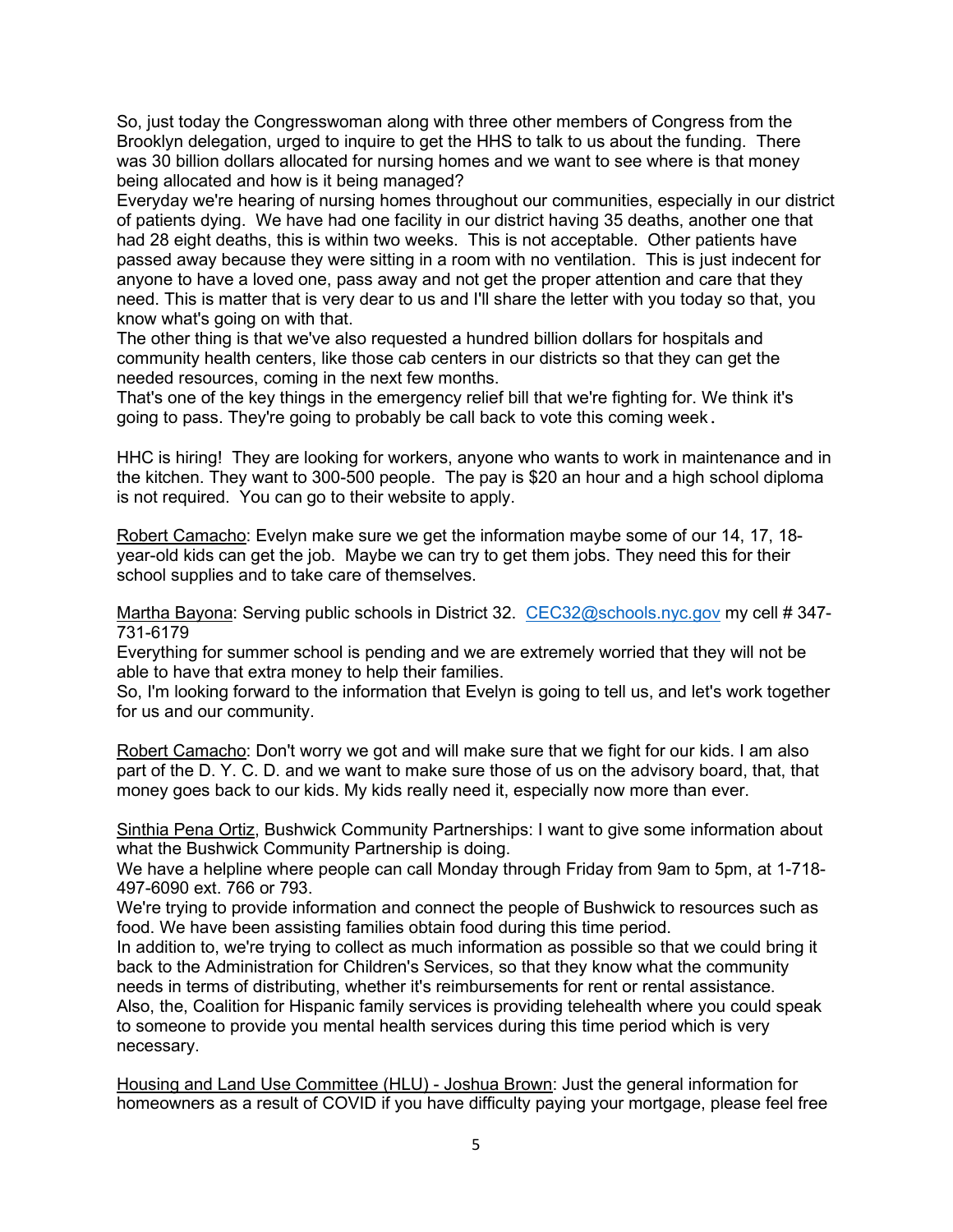So, just today the Congresswoman along with three other members of Congress from the Brooklyn delegation, urged to inquire to get the HHS to talk to us about the funding. There was 30 billion dollars allocated for nursing homes and we want to see where is that money being allocated and how is it being managed?
Everyday we're hearing of nursing homes throughout our communities, especially in our district of patients dying. We have had one facility in our district having 35 deaths, another one that had 28 eight deaths, this is within two weeks. This is not acceptable. Other patients have passed away because they were sitting in a room with no ventilation. This is just indecent for anyone to have a loved one, pass away and not get the proper attention and care that they need. This is matter that is very dear to us and I'll share the letter with you today so that, you know what's going on with that.
The other thing is that we've also requested a hundred billion dollars for hospitals and community health centers, like those cab centers in our districts so that they can get the needed resources, coming in the next few months.
That's one of the key things in the emergency relief bill that we're fighting for. We think it's going to pass. They're going to probably be call back to vote this coming week.

HHC is hiring! They are looking for workers, anyone who wants to work in maintenance and in the kitchen. They want to 300-500 people. The pay is $20 an hour and a high school diploma is not required. You can go to their website to apply.

Robert Camacho: Evelyn make sure we get the information maybe some of our 14, 17, 18-year-old kids can get the job. Maybe we can try to get them jobs. They need this for their school supplies and to take care of themselves.

Martha Bayona: Serving public schools in District 32. CEC32@schools.nyc.gov my cell # 347-731-6179
Everything for summer school is pending and we are extremely worried that they will not be able to have that extra money to help their families.
So, I'm looking forward to the information that Evelyn is going to tell us, and let's work together for us and our community.

Robert Camacho: Don't worry we got and will make sure that we fight for our kids. I am also part of the D. Y. C. D. and we want to make sure those of us on the advisory board, that, that money goes back to our kids. My kids really need it, especially now more than ever.

Sinthia Pena Ortiz, Bushwick Community Partnerships: I want to give some information about what the Bushwick Community Partnership is doing.
We have a helpline where people can call Monday through Friday from 9am to 5pm, at 1-718-497-6090 ext. 766 or 793.
We're trying to provide information and connect the people of Bushwick to resources such as food. We have been assisting families obtain food during this time period.
In addition to, we're trying to collect as much information as possible so that we could bring it back to the Administration for Children's Services, so that they know what the community needs in terms of distributing, whether it's reimbursements for rent or rental assistance.
Also, the, Coalition for Hispanic family services is providing telehealth where you could speak to someone to provide you mental health services during this time period which is very necessary.

Housing and Land Use Committee (HLU) - Joshua Brown: Just the general information for homeowners as a result of COVID if you have difficulty paying your mortgage, please feel free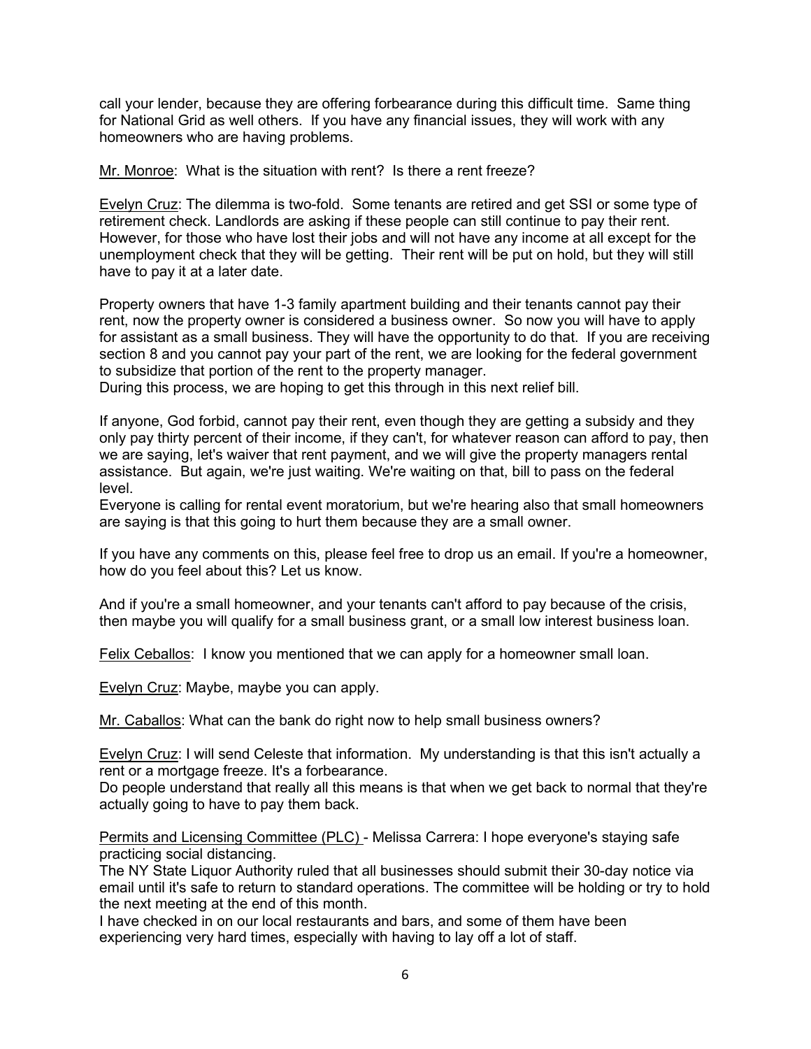call your lender, because they are offering forbearance during this difficult time. Same thing for National Grid as well others. If you have any financial issues, they will work with any homeowners who are having problems.

Mr. Monroe: What is the situation with rent? Is there a rent freeze?

Evelyn Cruz: The dilemma is two-fold. Some tenants are retired and get SSI or some type of retirement check. Landlords are asking if these people can still continue to pay their rent. However, for those who have lost their jobs and will not have any income at all except for the unemployment check that they will be getting. Their rent will be put on hold, but they will still have to pay it at a later date.

Property owners that have 1-3 family apartment building and their tenants cannot pay their rent, now the property owner is considered a business owner. So now you will have to apply for assistant as a small business. They will have the opportunity to do that. If you are receiving section 8 and you cannot pay your part of the rent, we are looking for the federal government to subsidize that portion of the rent to the property manager.
During this process, we are hoping to get this through in this next relief bill.

If anyone, God forbid, cannot pay their rent, even though they are getting a subsidy and they only pay thirty percent of their income, if they can't, for whatever reason can afford to pay, then we are saying, let's waiver that rent payment, and we will give the property managers rental assistance. But again, we're just waiting. We're waiting on that, bill to pass on the federal level.
Everyone is calling for rental event moratorium, but we're hearing also that small homeowners are saying is that this going to hurt them because they are a small owner.

If you have any comments on this, please feel free to drop us an email. If you're a homeowner, how do you feel about this? Let us know.

And if you're a small homeowner, and your tenants can't afford to pay because of the crisis, then maybe you will qualify for a small business grant, or a small low interest business loan.

Felix Ceballos: I know you mentioned that we can apply for a homeowner small loan.

Evelyn Cruz: Maybe, maybe you can apply.

Mr. Caballos: What can the bank do right now to help small business owners?

Evelyn Cruz: I will send Celeste that information. My understanding is that this isn't actually a rent or a mortgage freeze. It's a forbearance.
Do people understand that really all this means is that when we get back to normal that they're actually going to have to pay them back.

Permits and Licensing Committee (PLC) - Melissa Carrera: I hope everyone's staying safe practicing social distancing.
The NY State Liquor Authority ruled that all businesses should submit their 30-day notice via email until it's safe to return to standard operations. The committee will be holding or try to hold the next meeting at the end of this month.
I have checked in on our local restaurants and bars, and some of them have been experiencing very hard times, especially with having to lay off a lot of staff.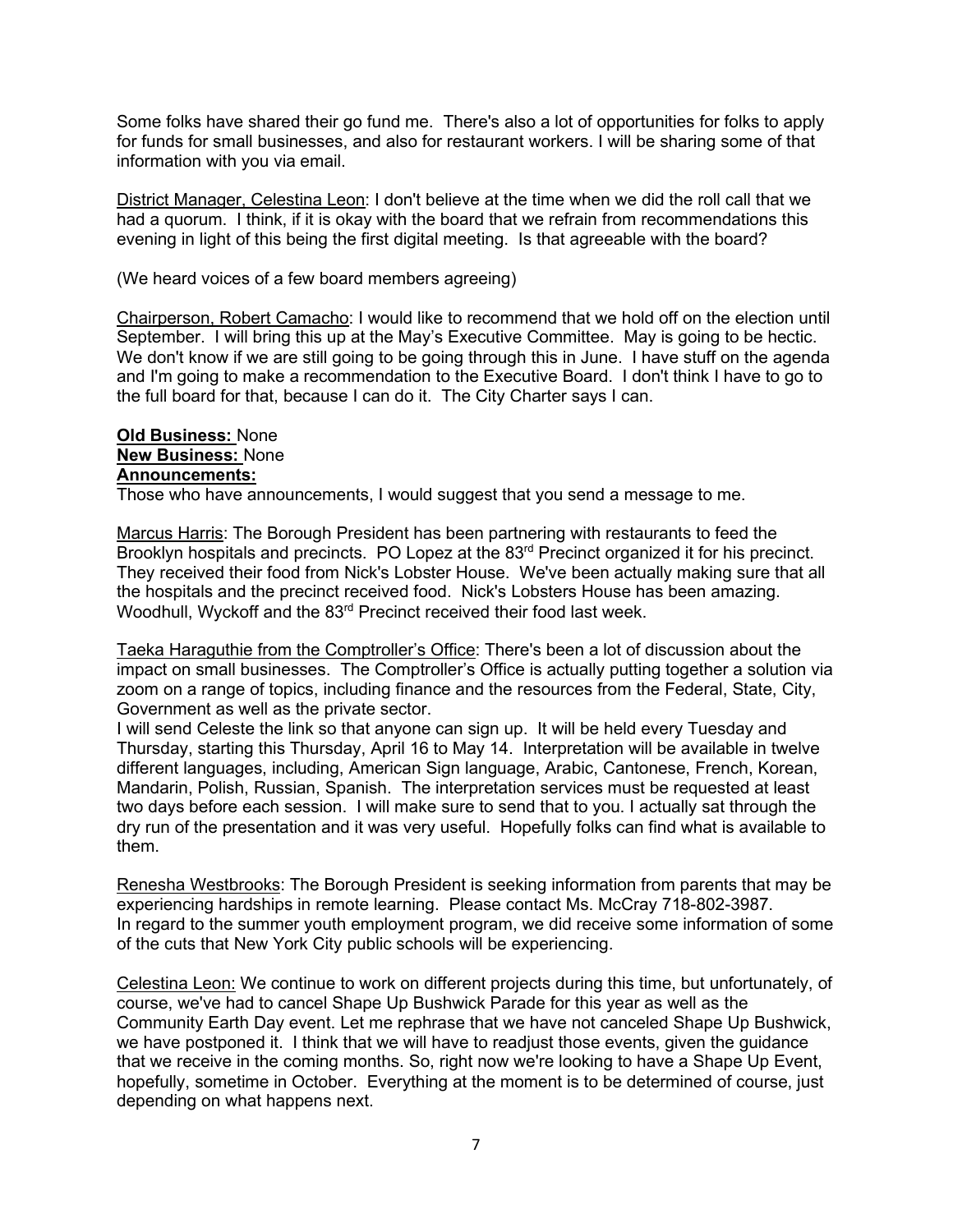Some folks have shared their go fund me. There's also a lot of opportunities for folks to apply for funds for small businesses, and also for restaurant workers. I will be sharing some of that information with you via email.

<u>District Manager, Celestina Leon</u>: I don't believe at the time when we did the roll call that we had a quorum. I think, if it is okay with the board that we refrain from recommendations this evening in light of this being the first digital meeting. Is that agreeable with the board?

(We heard voices of a few board members agreeing)

<u>Chairperson, Robert Camacho</u>: I would like to recommend that we hold off on the election until September. I will bring this up at the May's Executive Committee. May is going to be hectic. We don't know if we are still going to be going through this in June. I have stuff on the agenda and I'm going to make a recommendation to the Executive Board. I don't think I have to go to the full board for that, because I can do it. The City Charter says I can.

**Old Business:** None
**New Business:** None
**Announcements:**
Those who have announcements, I would suggest that you send a message to me.

<u>Marcus Harris</u>: The Borough President has been partnering with restaurants to feed the Brooklyn hospitals and precincts. PO Lopez at the 83rd Precinct organized it for his precinct. They received their food from Nick's Lobster House. We've been actually making sure that all the hospitals and the precinct received food. Nick's Lobsters House has been amazing. Woodhull, Wyckoff and the 83rd Precinct received their food last week.

<u>Taeka Haraguthie from the Comptroller's Office</u>: There's been a lot of discussion about the impact on small businesses. The Comptroller's Office is actually putting together a solution via zoom on a range of topics, including finance and the resources from the Federal, State, City, Government as well as the private sector.
I will send Celeste the link so that anyone can sign up. It will be held every Tuesday and Thursday, starting this Thursday, April 16 to May 14. Interpretation will be available in twelve different languages, including, American Sign language, Arabic, Cantonese, French, Korean, Mandarin, Polish, Russian, Spanish. The interpretation services must be requested at least two days before each session. I will make sure to send that to you. I actually sat through the dry run of the presentation and it was very useful. Hopefully folks can find what is available to them.

<u>Renesha Westbrooks</u>: The Borough President is seeking information from parents that may be experiencing hardships in remote learning. Please contact Ms. McCray 718-802-3987.
In regard to the summer youth employment program, we did receive some information of some of the cuts that New York City public schools will be experiencing.

<u>Celestina Leon:</u> We continue to work on different projects during this time, but unfortunately, of course, we've had to cancel Shape Up Bushwick Parade for this year as well as the Community Earth Day event. Let me rephrase that we have not canceled Shape Up Bushwick, we have postponed it. I think that we will have to readjust those events, given the guidance that we receive in the coming months. So, right now we're looking to have a Shape Up Event, hopefully, sometime in October. Everything at the moment is to be determined of course, just depending on what happens next.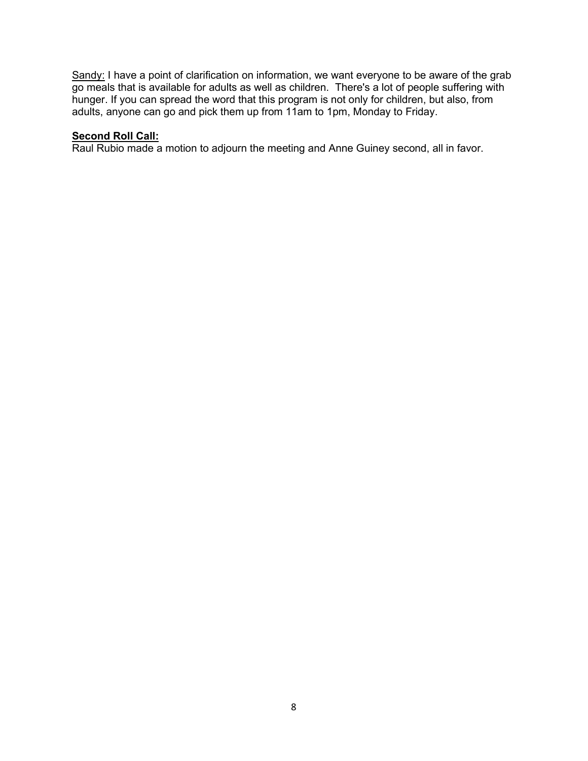Sandy: I have a point of clarification on information, we want everyone to be aware of the grab go meals that is available for adults as well as children. There's a lot of people suffering with hunger. If you can spread the word that this program is not only for children, but also, from adults, anyone can go and pick them up from 11am to 1pm, Monday to Friday.

**Second Roll Call:**

Raul Rubio made a motion to adjourn the meeting and Anne Guiney second, all in favor.